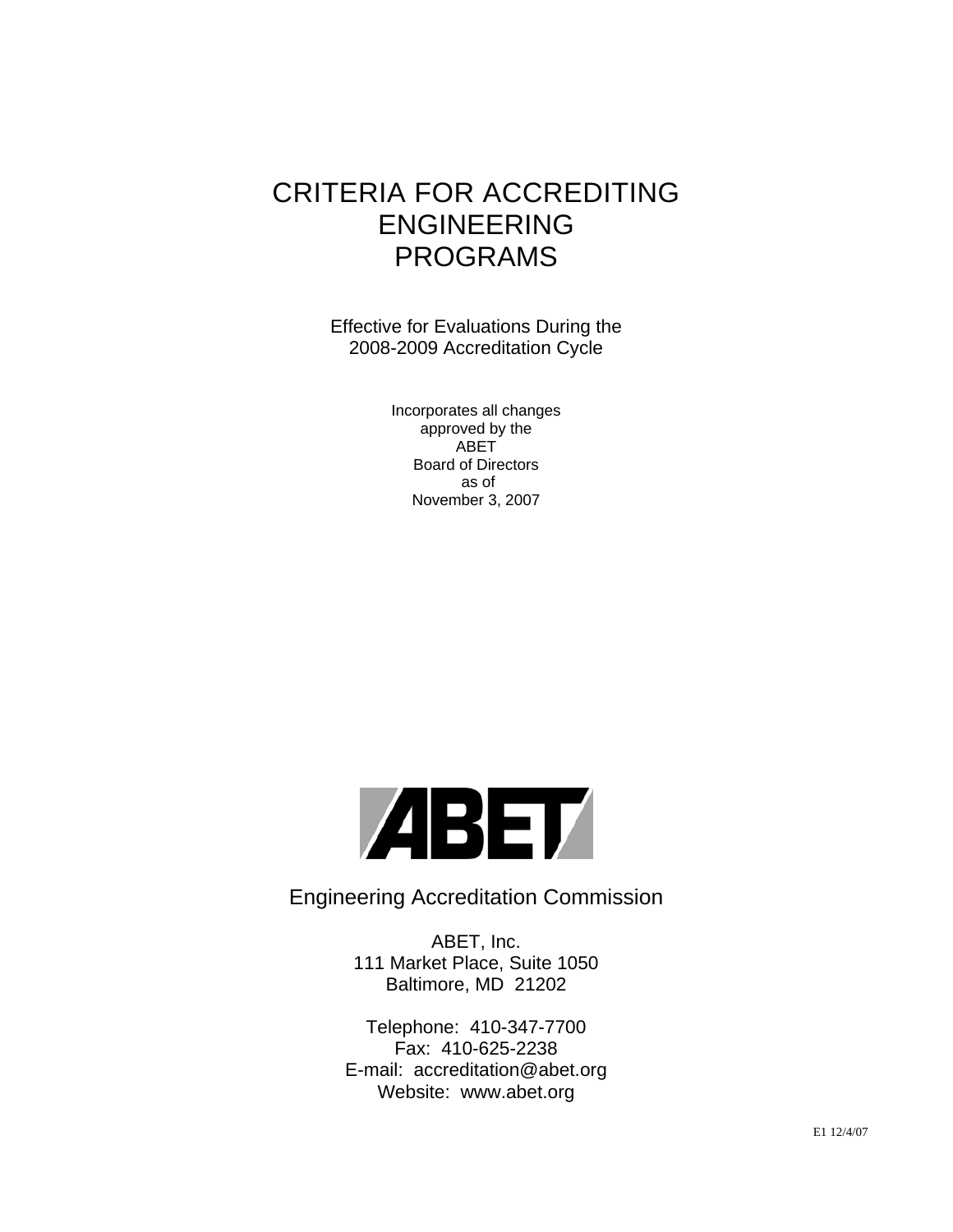# CRITERIA FOR ACCREDITING ENGINEERING PROGRAMS

Effective for Evaluations During the
2008-2009 Accreditation Cycle

Incorporates all changes
approved by the
ABET
Board of Directors
as of
November 3, 2007

ABET

Engineering Accreditation Commission

ABET, Inc.
111 Market Place, Suite 1050
Baltimore, MD 21202

Telephone: 410-347-7700
Fax: 410-625-2238
E-mail: accreditation@abet.org
Website: www.abet.org

E1 12/4/07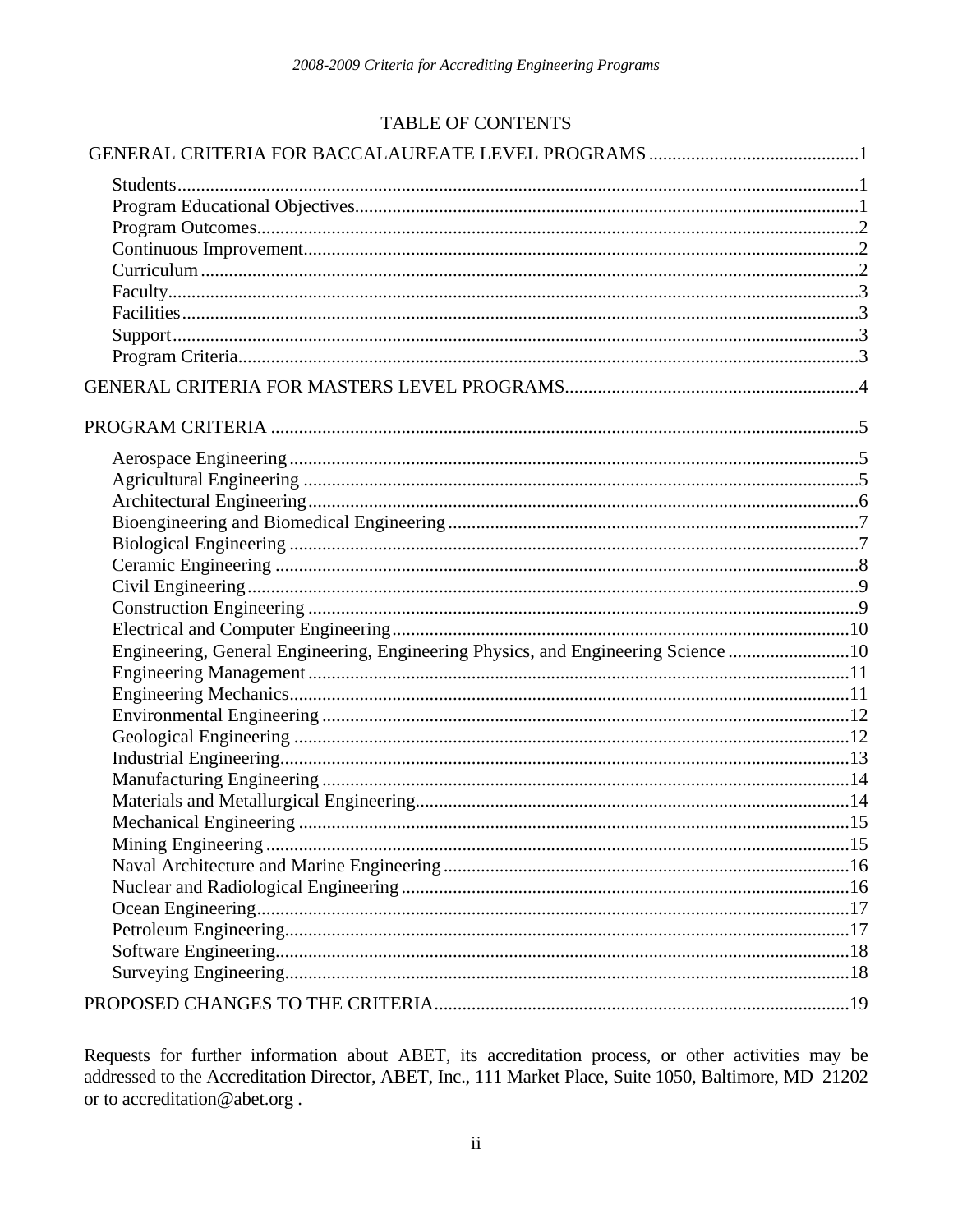## TABLE OF CONTENTS

GENERAL CRITERIA FOR BACCALAUREATE LEVEL PROGRAMS ............................................1

- Students..........................................................................................................................1
- Program Educational Objectives.....................................................................................1
- Program Outcomes..........................................................................................................2
- Continuous Improvement................................................................................................2
- Curriculum......................................................................................................................2
- Faculty.............................................................................................................................3
- Facilities..........................................................................................................................3
- Support............................................................................................................................3
- Program Criteria..............................................................................................................3

GENERAL CRITERIA FOR MASTERS LEVEL PROGRAMS..............................................................4

PROGRAM CRITERIA ...........................................................................................................5

- Aerospace Engineering....................................................................................................5
- Agricultural Engineering.................................................................................................5
- Architectural Engineering...............................................................................................6
- Bioengineering and Biomedical Engineering..................................................................7
- Biological Engineering....................................................................................................7
- Ceramic Engineering.......................................................................................................8
- Civil Engineering............................................................................................................9
- Construction Engineering................................................................................................9
- Electrical and Computer Engineering............................................................................10
- Engineering, General Engineering, Engineering Physics, and Engineering Science ..........................10
- Engineering Management..............................................................................................11
- Engineering Mechanics.................................................................................................11
- Environmental Engineering...........................................................................................12
- Geological Engineering.................................................................................................12
- Industrial Engineering...................................................................................................13
- Manufacturing Engineering...........................................................................................14
- Materials and Metallurgical Engineering.......................................................................14
- Mechanical Engineering................................................................................................15
- Mining Engineering.......................................................................................................15
- Naval Architecture and Marine Engineering..................................................................16
- Nuclear and Radiological Engineering..........................................................................16
- Ocean Engineering.........................................................................................................17
- Petroleum Engineering...................................................................................................17
- Software Engineering.....................................................................................................18
- Surveying Engineering...................................................................................................18

PROPOSED CHANGES TO THE CRITERIA.........................................................................19

Requests for further information about ABET, its accreditation process, or other activities may be addressed to the Accreditation Director, ABET, Inc., 111 Market Place, Suite 1050, Baltimore, MD 21202 or to accreditation@abet.org .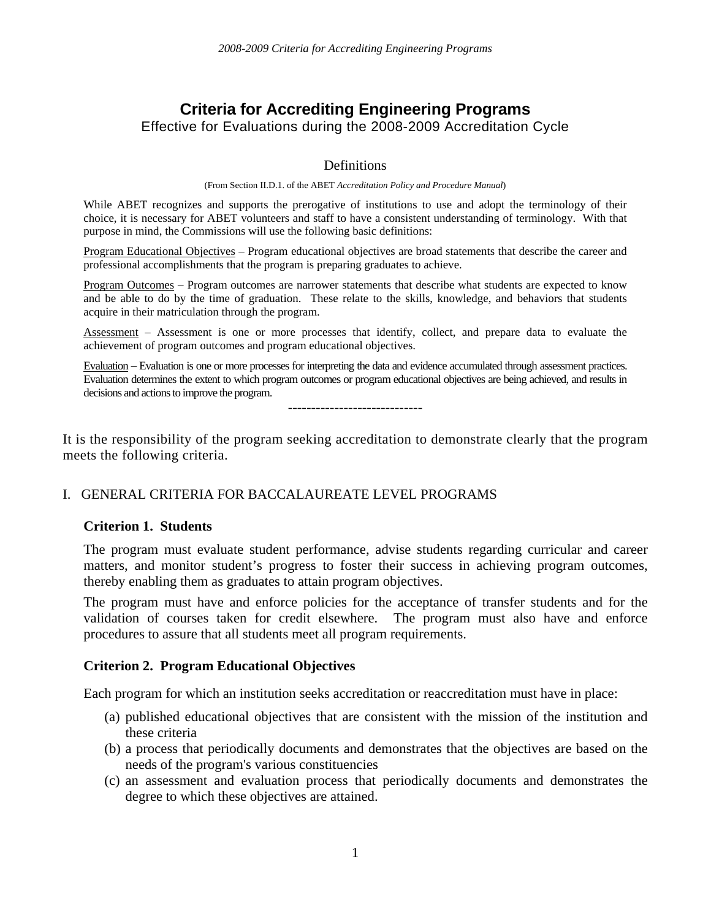# Criteria for Accrediting Engineering Programs

Effective for Evaluations during the 2008-2009 Accreditation Cycle

## Definitions

(From Section II.D.1. of the ABET *Accreditation Policy and Procedure Manual*)

While ABET recognizes and supports the prerogative of institutions to use and adopt the terminology of their choice, it is necessary for ABET volunteers and staff to have a consistent understanding of terminology. With that purpose in mind, the Commissions will use the following basic definitions:

Program Educational Objectives – Program educational objectives are broad statements that describe the career and professional accomplishments that the program is preparing graduates to achieve.

Program Outcomes – Program outcomes are narrower statements that describe what students are expected to know and be able to do by the time of graduation. These relate to the skills, knowledge, and behaviors that students acquire in their matriculation through the program.

Assessment – Assessment is one or more processes that identify, collect, and prepare data to evaluate the achievement of program outcomes and program educational objectives.

Evaluation – Evaluation is one or more processes for interpreting the data and evidence accumulated through assessment practices. Evaluation determines the extent to which program outcomes or program educational objectives are being achieved, and results in decisions and actions to improve the program.

-----------------------------

It is the responsibility of the program seeking accreditation to demonstrate clearly that the program meets the following criteria.

## I. GENERAL CRITERIA FOR BACCALAUREATE LEVEL PROGRAMS

### Criterion 1. Students

The program must evaluate student performance, advise students regarding curricular and career matters, and monitor student's progress to foster their success in achieving program outcomes, thereby enabling them as graduates to attain program objectives.

The program must have and enforce policies for the acceptance of transfer students and for the validation of courses taken for credit elsewhere. The program must also have and enforce procedures to assure that all students meet all program requirements.

### Criterion 2. Program Educational Objectives

Each program for which an institution seeks accreditation or reaccreditation must have in place:

(a) published educational objectives that are consistent with the mission of the institution and these criteria
(b) a process that periodically documents and demonstrates that the objectives are based on the needs of the program's various constituencies
(c) an assessment and evaluation process that periodically documents and demonstrates the degree to which these objectives are attained.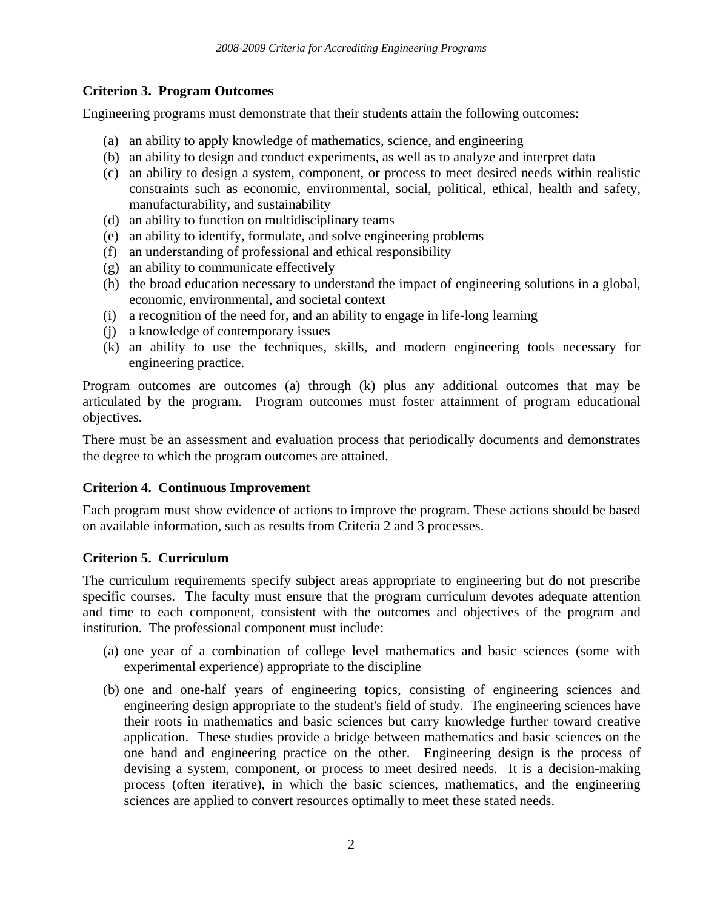### Criterion 3. Program Outcomes

Engineering programs must demonstrate that their students attain the following outcomes:

(a) an ability to apply knowledge of mathematics, science, and engineering
(b) an ability to design and conduct experiments, as well as to analyze and interpret data
(c) an ability to design a system, component, or process to meet desired needs within realistic constraints such as economic, environmental, social, political, ethical, health and safety, manufacturability, and sustainability
(d) an ability to function on multidisciplinary teams
(e) an ability to identify, formulate, and solve engineering problems
(f) an understanding of professional and ethical responsibility
(g) an ability to communicate effectively
(h) the broad education necessary to understand the impact of engineering solutions in a global, economic, environmental, and societal context
(i) a recognition of the need for, and an ability to engage in life-long learning
(j) a knowledge of contemporary issues
(k) an ability to use the techniques, skills, and modern engineering tools necessary for engineering practice.

Program outcomes are outcomes (a) through (k) plus any additional outcomes that may be articulated by the program. Program outcomes must foster attainment of program educational objectives.

There must be an assessment and evaluation process that periodically documents and demonstrates the degree to which the program outcomes are attained.

### Criterion 4. Continuous Improvement

Each program must show evidence of actions to improve the program. These actions should be based on available information, such as results from Criteria 2 and 3 processes.

### Criterion 5. Curriculum

The curriculum requirements specify subject areas appropriate to engineering but do not prescribe specific courses. The faculty must ensure that the program curriculum devotes adequate attention and time to each component, consistent with the outcomes and objectives of the program and institution. The professional component must include:

(a) one year of a combination of college level mathematics and basic sciences (some with experimental experience) appropriate to the discipline

(b) one and one-half years of engineering topics, consisting of engineering sciences and engineering design appropriate to the student's field of study. The engineering sciences have their roots in mathematics and basic sciences but carry knowledge further toward creative application. These studies provide a bridge between mathematics and basic sciences on the one hand and engineering practice on the other. Engineering design is the process of devising a system, component, or process to meet desired needs. It is a decision-making process (often iterative), in which the basic sciences, mathematics, and the engineering sciences are applied to convert resources optimally to meet these stated needs.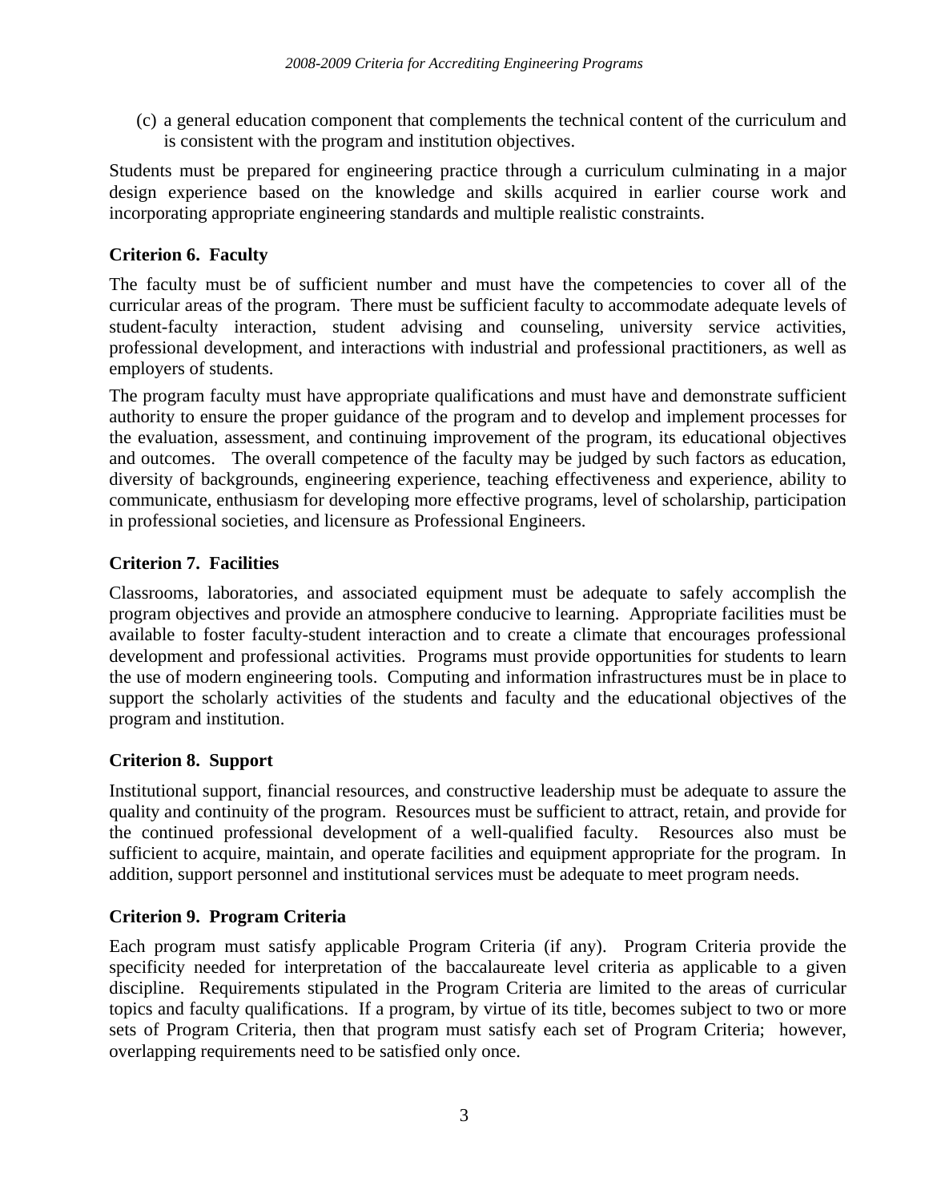(c) a general education component that complements the technical content of the curriculum and is consistent with the program and institution objectives.

Students must be prepared for engineering practice through a curriculum culminating in a major design experience based on the knowledge and skills acquired in earlier course work and incorporating appropriate engineering standards and multiple realistic constraints.

**Criterion 6. Faculty**

The faculty must be of sufficient number and must have the competencies to cover all of the curricular areas of the program. There must be sufficient faculty to accommodate adequate levels of student-faculty interaction, student advising and counseling, university service activities, professional development, and interactions with industrial and professional practitioners, as well as employers of students.

The program faculty must have appropriate qualifications and must have and demonstrate sufficient authority to ensure the proper guidance of the program and to develop and implement processes for the evaluation, assessment, and continuing improvement of the program, its educational objectives and outcomes. The overall competence of the faculty may be judged by such factors as education, diversity of backgrounds, engineering experience, teaching effectiveness and experience, ability to communicate, enthusiasm for developing more effective programs, level of scholarship, participation in professional societies, and licensure as Professional Engineers.

**Criterion 7. Facilities**

Classrooms, laboratories, and associated equipment must be adequate to safely accomplish the program objectives and provide an atmosphere conducive to learning. Appropriate facilities must be available to foster faculty-student interaction and to create a climate that encourages professional development and professional activities. Programs must provide opportunities for students to learn the use of modern engineering tools. Computing and information infrastructures must be in place to support the scholarly activities of the students and faculty and the educational objectives of the program and institution.

**Criterion 8. Support**

Institutional support, financial resources, and constructive leadership must be adequate to assure the quality and continuity of the program. Resources must be sufficient to attract, retain, and provide for the continued professional development of a well-qualified faculty. Resources also must be sufficient to acquire, maintain, and operate facilities and equipment appropriate for the program. In addition, support personnel and institutional services must be adequate to meet program needs.

**Criterion 9. Program Criteria**

Each program must satisfy applicable Program Criteria (if any). Program Criteria provide the specificity needed for interpretation of the baccalaureate level criteria as applicable to a given discipline. Requirements stipulated in the Program Criteria are limited to the areas of curricular topics and faculty qualifications. If a program, by virtue of its title, becomes subject to two or more sets of Program Criteria, then that program must satisfy each set of Program Criteria; however, overlapping requirements need to be satisfied only once.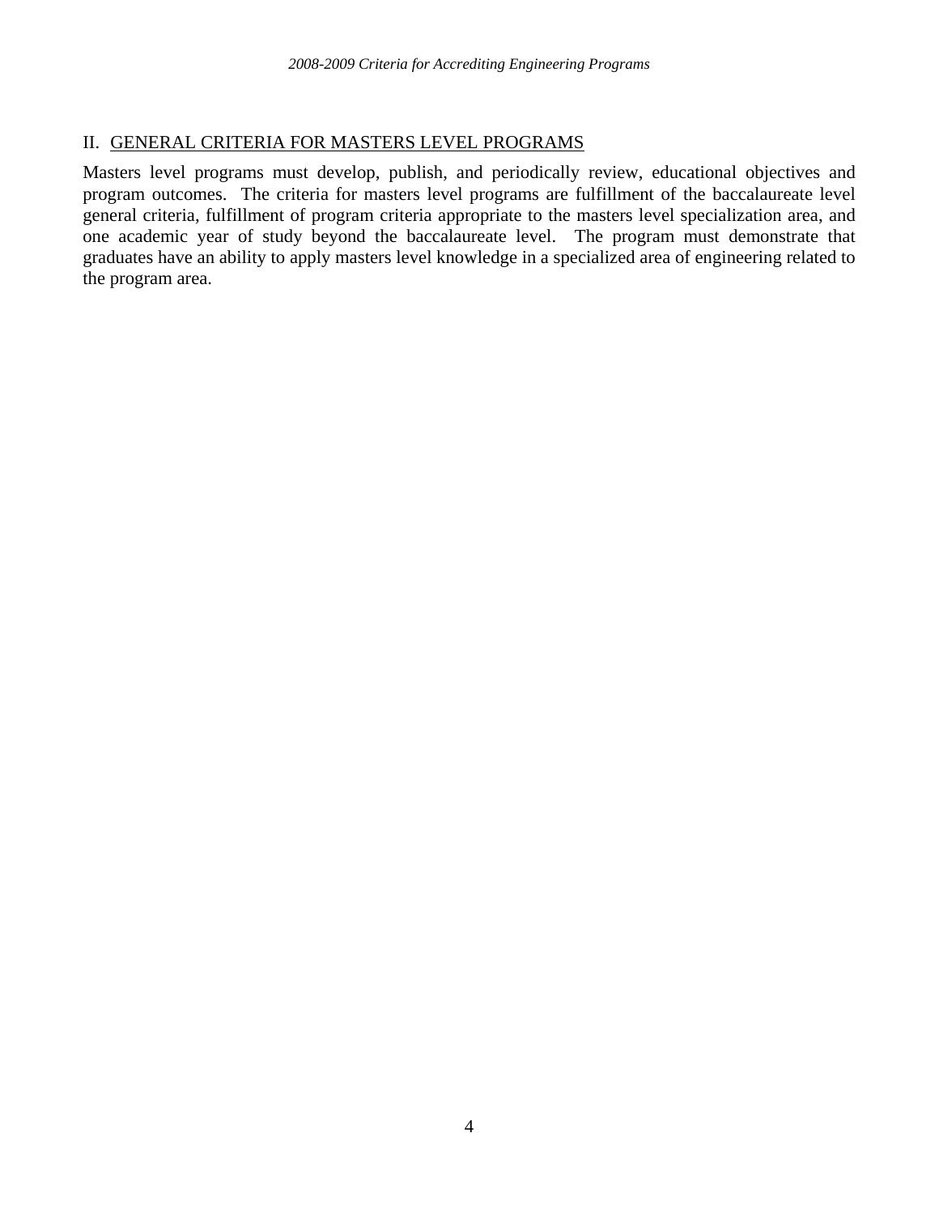## II. GENERAL CRITERIA FOR MASTERS LEVEL PROGRAMS

Masters level programs must develop, publish, and periodically review, educational objectives and program outcomes. The criteria for masters level programs are fulfillment of the baccalaureate level general criteria, fulfillment of program criteria appropriate to the masters level specialization area, and one academic year of study beyond the baccalaureate level. The program must demonstrate that graduates have an ability to apply masters level knowledge in a specialized area of engineering related to the program area.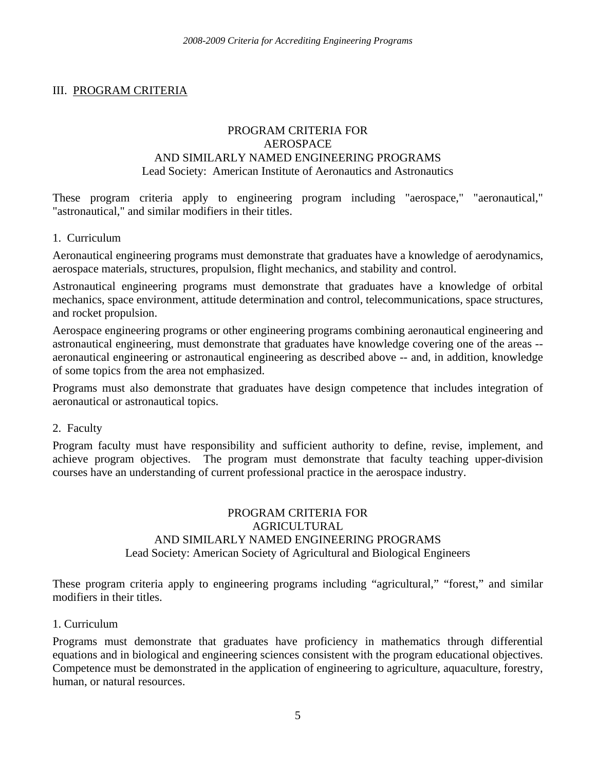## III. PROGRAM CRITERIA

### PROGRAM CRITERIA FOR AEROSPACE AND SIMILARLY NAMED ENGINEERING PROGRAMS

Lead Society: American Institute of Aeronautics and Astronautics

These program criteria apply to engineering program including "aerospace," "aeronautical," "astronautical," and similar modifiers in their titles.

1. Curriculum

Aeronautical engineering programs must demonstrate that graduates have a knowledge of aerodynamics, aerospace materials, structures, propulsion, flight mechanics, and stability and control.

Astronautical engineering programs must demonstrate that graduates have a knowledge of orbital mechanics, space environment, attitude determination and control, telecommunications, space structures, and rocket propulsion.

Aerospace engineering programs or other engineering programs combining aeronautical engineering and astronautical engineering, must demonstrate that graduates have knowledge covering one of the areas -- aeronautical engineering or astronautical engineering as described above -- and, in addition, knowledge of some topics from the area not emphasized.

Programs must also demonstrate that graduates have design competence that includes integration of aeronautical or astronautical topics.

2. Faculty

Program faculty must have responsibility and sufficient authority to define, revise, implement, and achieve program objectives. The program must demonstrate that faculty teaching upper-division courses have an understanding of current professional practice in the aerospace industry.

### PROGRAM CRITERIA FOR AGRICULTURAL AND SIMILARLY NAMED ENGINEERING PROGRAMS

Lead Society: American Society of Agricultural and Biological Engineers

These program criteria apply to engineering programs including “agricultural,” “forest,” and similar modifiers in their titles.

1. Curriculum

Programs must demonstrate that graduates have proficiency in mathematics through differential equations and in biological and engineering sciences consistent with the program educational objectives. Competence must be demonstrated in the application of engineering to agriculture, aquaculture, forestry, human, or natural resources.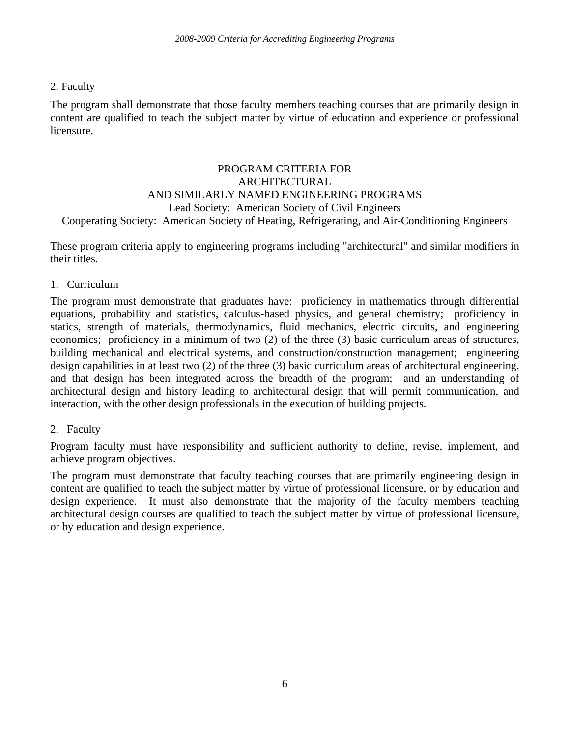2. Faculty

The program shall demonstrate that those faculty members teaching courses that are primarily design in content are qualified to teach the subject matter by virtue of education and experience or professional licensure.

## PROGRAM CRITERIA FOR ARCHITECTURAL AND SIMILARLY NAMED ENGINEERING PROGRAMS

Lead Society: American Society of Civil Engineers

Cooperating Society: American Society of Heating, Refrigerating, and Air-Conditioning Engineers

These program criteria apply to engineering programs including "architectural" and similar modifiers in their titles.

1. Curriculum

The program must demonstrate that graduates have: proficiency in mathematics through differential equations, probability and statistics, calculus-based physics, and general chemistry; proficiency in statics, strength of materials, thermodynamics, fluid mechanics, electric circuits, and engineering economics; proficiency in a minimum of two (2) of the three (3) basic curriculum areas of structures, building mechanical and electrical systems, and construction/construction management; engineering design capabilities in at least two (2) of the three (3) basic curriculum areas of architectural engineering, and that design has been integrated across the breadth of the program; and an understanding of architectural design and history leading to architectural design that will permit communication, and interaction, with the other design professionals in the execution of building projects.

2. Faculty

Program faculty must have responsibility and sufficient authority to define, revise, implement, and achieve program objectives.

The program must demonstrate that faculty teaching courses that are primarily engineering design in content are qualified to teach the subject matter by virtue of professional licensure, or by education and design experience. It must also demonstrate that the majority of the faculty members teaching architectural design courses are qualified to teach the subject matter by virtue of professional licensure, or by education and design experience.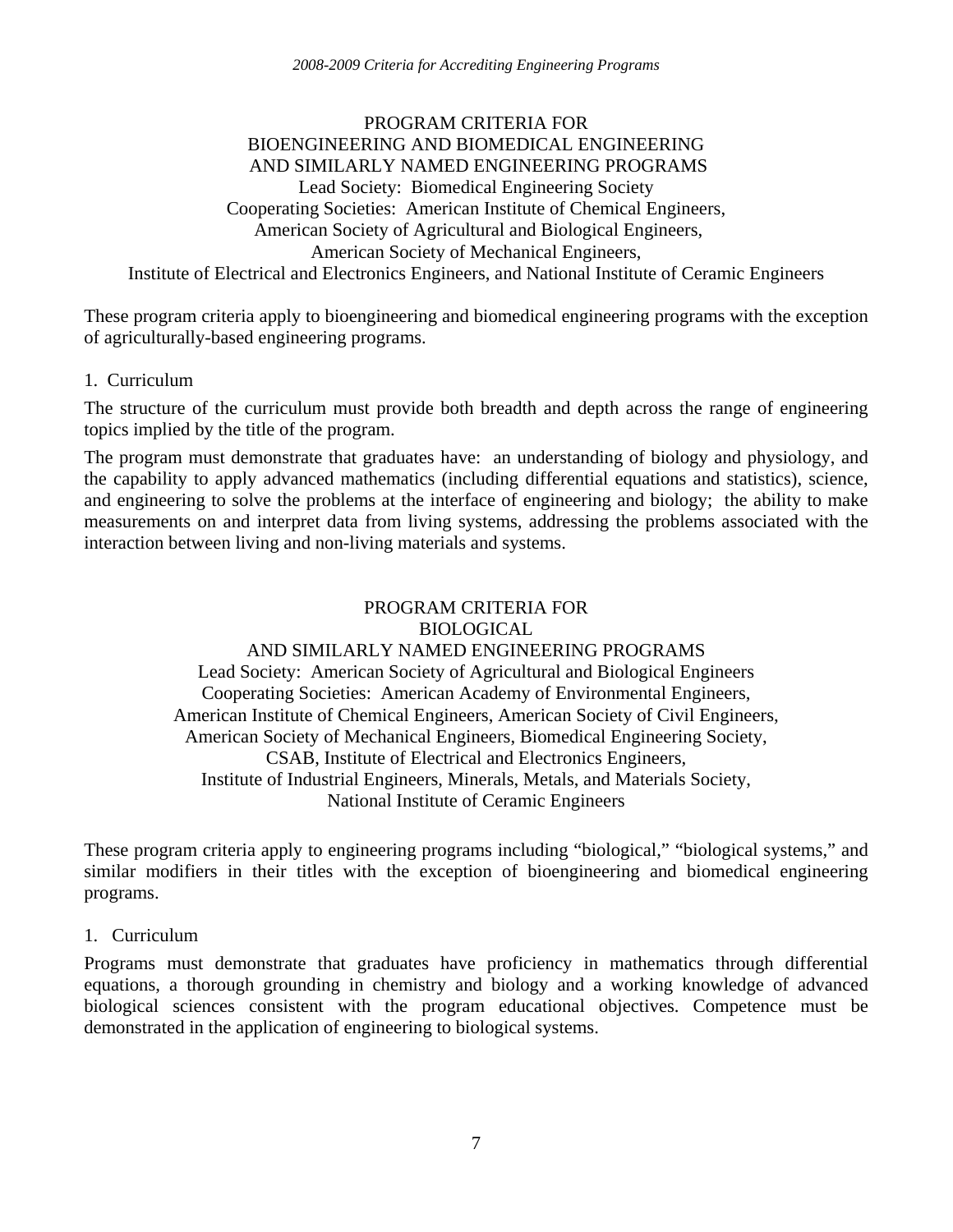## PROGRAM CRITERIA FOR BIOENGINEERING AND BIOMEDICAL ENGINEERING AND SIMILARLY NAMED ENGINEERING PROGRAMS

Lead Society: Biomedical Engineering Society
Cooperating Societies: American Institute of Chemical Engineers,
American Society of Agricultural and Biological Engineers,
American Society of Mechanical Engineers,
Institute of Electrical and Electronics Engineers, and National Institute of Ceramic Engineers

These program criteria apply to bioengineering and biomedical engineering programs with the exception of agriculturally-based engineering programs.

1. Curriculum

The structure of the curriculum must provide both breadth and depth across the range of engineering topics implied by the title of the program.

The program must demonstrate that graduates have: an understanding of biology and physiology, and the capability to apply advanced mathematics (including differential equations and statistics), science, and engineering to solve the problems at the interface of engineering and biology; the ability to make measurements on and interpret data from living systems, addressing the problems associated with the interaction between living and non-living materials and systems.

## PROGRAM CRITERIA FOR BIOLOGICAL AND SIMILARLY NAMED ENGINEERING PROGRAMS

Lead Society: American Society of Agricultural and Biological Engineers
Cooperating Societies: American Academy of Environmental Engineers,
American Institute of Chemical Engineers, American Society of Civil Engineers,
American Society of Mechanical Engineers, Biomedical Engineering Society,
CSAB, Institute of Electrical and Electronics Engineers,
Institute of Industrial Engineers, Minerals, Metals, and Materials Society,
National Institute of Ceramic Engineers

These program criteria apply to engineering programs including "biological," "biological systems," and similar modifiers in their titles with the exception of bioengineering and biomedical engineering programs.

1. Curriculum

Programs must demonstrate that graduates have proficiency in mathematics through differential equations, a thorough grounding in chemistry and biology and a working knowledge of advanced biological sciences consistent with the program educational objectives. Competence must be demonstrated in the application of engineering to biological systems.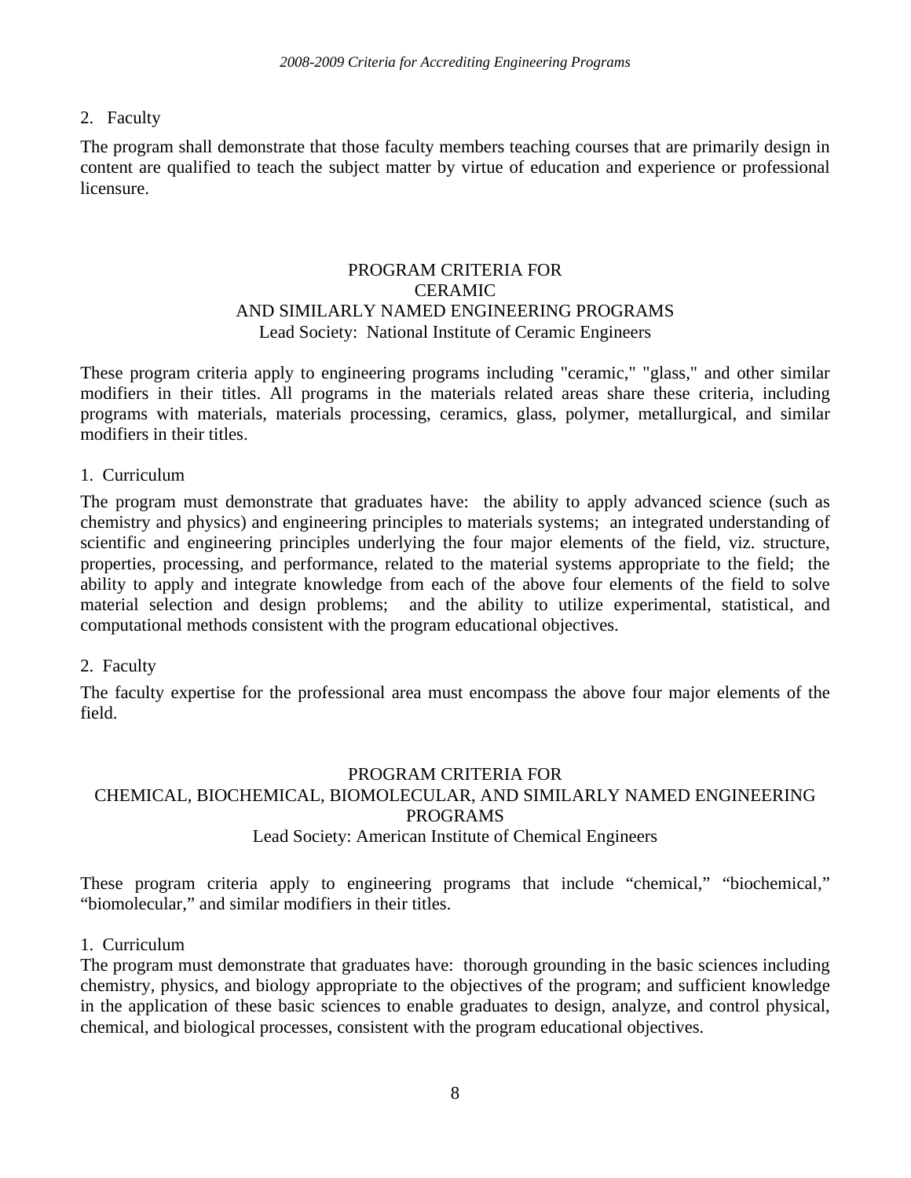2. Faculty

The program shall demonstrate that those faculty members teaching courses that are primarily design in content are qualified to teach the subject matter by virtue of education and experience or professional licensure.

## PROGRAM CRITERIA FOR CERAMIC AND SIMILARLY NAMED ENGINEERING PROGRAMS

Lead Society: National Institute of Ceramic Engineers

These program criteria apply to engineering programs including "ceramic," "glass," and other similar modifiers in their titles. All programs in the materials related areas share these criteria, including programs with materials, materials processing, ceramics, glass, polymer, metallurgical, and similar modifiers in their titles.

1. Curriculum

The program must demonstrate that graduates have: the ability to apply advanced science (such as chemistry and physics) and engineering principles to materials systems; an integrated understanding of scientific and engineering principles underlying the four major elements of the field, viz. structure, properties, processing, and performance, related to the material systems appropriate to the field; the ability to apply and integrate knowledge from each of the above four elements of the field to solve material selection and design problems; and the ability to utilize experimental, statistical, and computational methods consistent with the program educational objectives.

2. Faculty

The faculty expertise for the professional area must encompass the above four major elements of the field.

## PROGRAM CRITERIA FOR CHEMICAL, BIOCHEMICAL, BIOMOLECULAR, AND SIMILARLY NAMED ENGINEERING PROGRAMS

Lead Society: American Institute of Chemical Engineers

These program criteria apply to engineering programs that include "chemical," "biochemical," "biomolecular," and similar modifiers in their titles.

1. Curriculum

The program must demonstrate that graduates have: thorough grounding in the basic sciences including chemistry, physics, and biology appropriate to the objectives of the program; and sufficient knowledge in the application of these basic sciences to enable graduates to design, analyze, and control physical, chemical, and biological processes, consistent with the program educational objectives.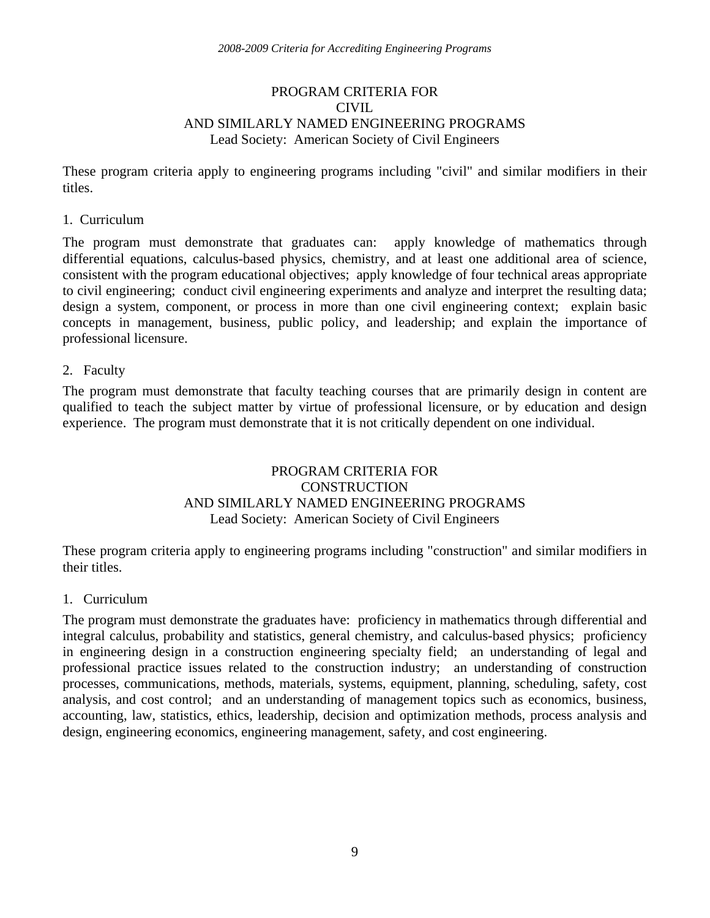## PROGRAM CRITERIA FOR CIVIL AND SIMILARLY NAMED ENGINEERING PROGRAMS

Lead Society: American Society of Civil Engineers

These program criteria apply to engineering programs including "civil" and similar modifiers in their titles.

### 1. Curriculum

The program must demonstrate that graduates can: apply knowledge of mathematics through differential equations, calculus-based physics, chemistry, and at least one additional area of science, consistent with the program educational objectives; apply knowledge of four technical areas appropriate to civil engineering; conduct civil engineering experiments and analyze and interpret the resulting data; design a system, component, or process in more than one civil engineering context; explain basic concepts in management, business, public policy, and leadership; and explain the importance of professional licensure.

### 2. Faculty

The program must demonstrate that faculty teaching courses that are primarily design in content are qualified to teach the subject matter by virtue of professional licensure, or by education and design experience. The program must demonstrate that it is not critically dependent on one individual.

## PROGRAM CRITERIA FOR CONSTRUCTION AND SIMILARLY NAMED ENGINEERING PROGRAMS

Lead Society: American Society of Civil Engineers

These program criteria apply to engineering programs including "construction" and similar modifiers in their titles.

### 1. Curriculum

The program must demonstrate the graduates have: proficiency in mathematics through differential and integral calculus, probability and statistics, general chemistry, and calculus-based physics; proficiency in engineering design in a construction engineering specialty field; an understanding of legal and professional practice issues related to the construction industry; an understanding of construction processes, communications, methods, materials, systems, equipment, planning, scheduling, safety, cost analysis, and cost control; and an understanding of management topics such as economics, business, accounting, law, statistics, ethics, leadership, decision and optimization methods, process analysis and design, engineering economics, engineering management, safety, and cost engineering.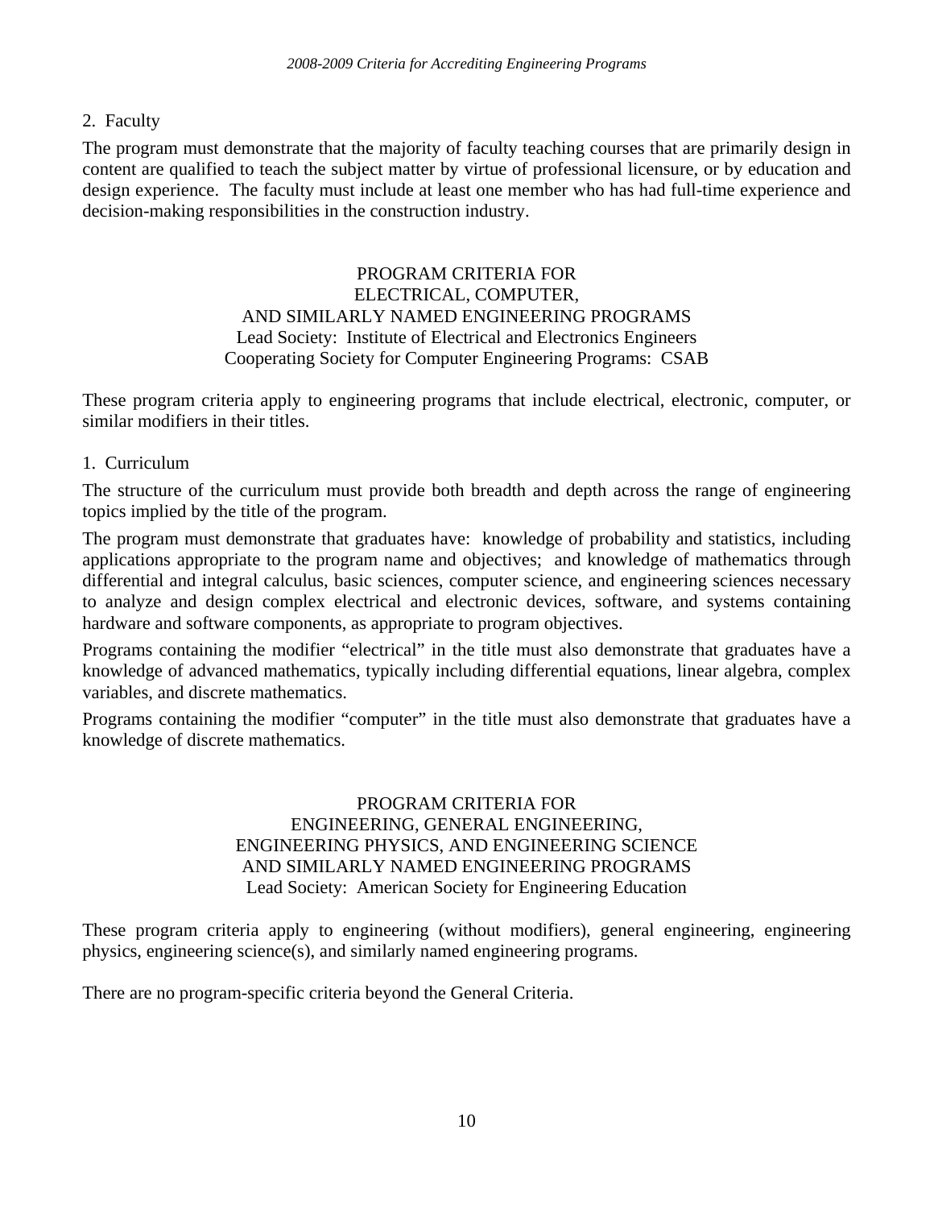2. Faculty

The program must demonstrate that the majority of faculty teaching courses that are primarily design in content are qualified to teach the subject matter by virtue of professional licensure, or by education and design experience. The faculty must include at least one member who has had full-time experience and decision-making responsibilities in the construction industry.

## PROGRAM CRITERIA FOR ELECTRICAL, COMPUTER, AND SIMILARLY NAMED ENGINEERING PROGRAMS

Lead Society: Institute of Electrical and Electronics Engineers
Cooperating Society for Computer Engineering Programs: CSAB

These program criteria apply to engineering programs that include electrical, electronic, computer, or similar modifiers in their titles.

1. Curriculum

The structure of the curriculum must provide both breadth and depth across the range of engineering topics implied by the title of the program.

The program must demonstrate that graduates have: knowledge of probability and statistics, including applications appropriate to the program name and objectives; and knowledge of mathematics through differential and integral calculus, basic sciences, computer science, and engineering sciences necessary to analyze and design complex electrical and electronic devices, software, and systems containing hardware and software components, as appropriate to program objectives.

Programs containing the modifier "electrical" in the title must also demonstrate that graduates have a knowledge of advanced mathematics, typically including differential equations, linear algebra, complex variables, and discrete mathematics.

Programs containing the modifier "computer" in the title must also demonstrate that graduates have a knowledge of discrete mathematics.

## PROGRAM CRITERIA FOR ENGINEERING, GENERAL ENGINEERING, ENGINEERING PHYSICS, AND ENGINEERING SCIENCE AND SIMILARLY NAMED ENGINEERING PROGRAMS

Lead Society: American Society for Engineering Education

These program criteria apply to engineering (without modifiers), general engineering, engineering physics, engineering science(s), and similarly named engineering programs.

There are no program-specific criteria beyond the General Criteria.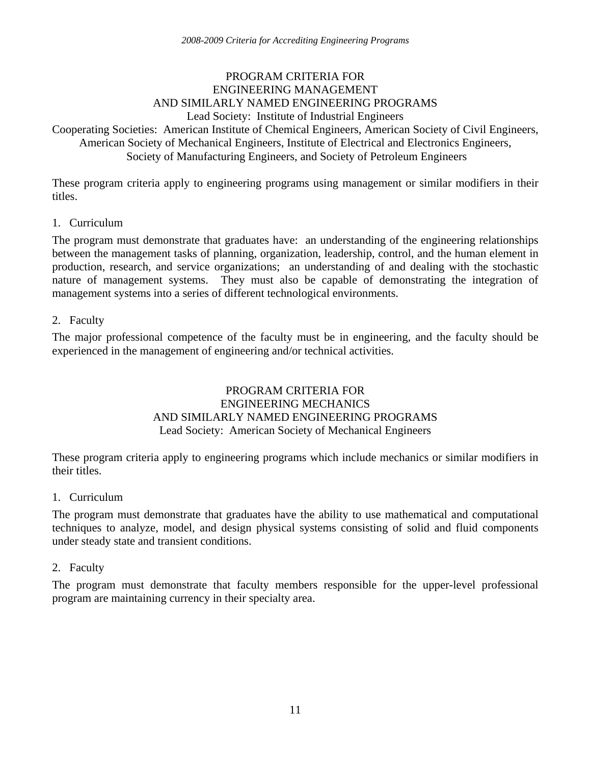## PROGRAM CRITERIA FOR ENGINEERING MANAGEMENT AND SIMILARLY NAMED ENGINEERING PROGRAMS

Lead Society: Institute of Industrial Engineers

Cooperating Societies: American Institute of Chemical Engineers, American Society of Civil Engineers, American Society of Mechanical Engineers, Institute of Electrical and Electronics Engineers, Society of Manufacturing Engineers, and Society of Petroleum Engineers

These program criteria apply to engineering programs using management or similar modifiers in their titles.

1. Curriculum

The program must demonstrate that graduates have: an understanding of the engineering relationships between the management tasks of planning, organization, leadership, control, and the human element in production, research, and service organizations; an understanding of and dealing with the stochastic nature of management systems. They must also be capable of demonstrating the integration of management systems into a series of different technological environments.

2. Faculty

The major professional competence of the faculty must be in engineering, and the faculty should be experienced in the management of engineering and/or technical activities.

## PROGRAM CRITERIA FOR ENGINEERING MECHANICS AND SIMILARLY NAMED ENGINEERING PROGRAMS

Lead Society: American Society of Mechanical Engineers

These program criteria apply to engineering programs which include mechanics or similar modifiers in their titles.

1. Curriculum

The program must demonstrate that graduates have the ability to use mathematical and computational techniques to analyze, model, and design physical systems consisting of solid and fluid components under steady state and transient conditions.

2. Faculty

The program must demonstrate that faculty members responsible for the upper-level professional program are maintaining currency in their specialty area.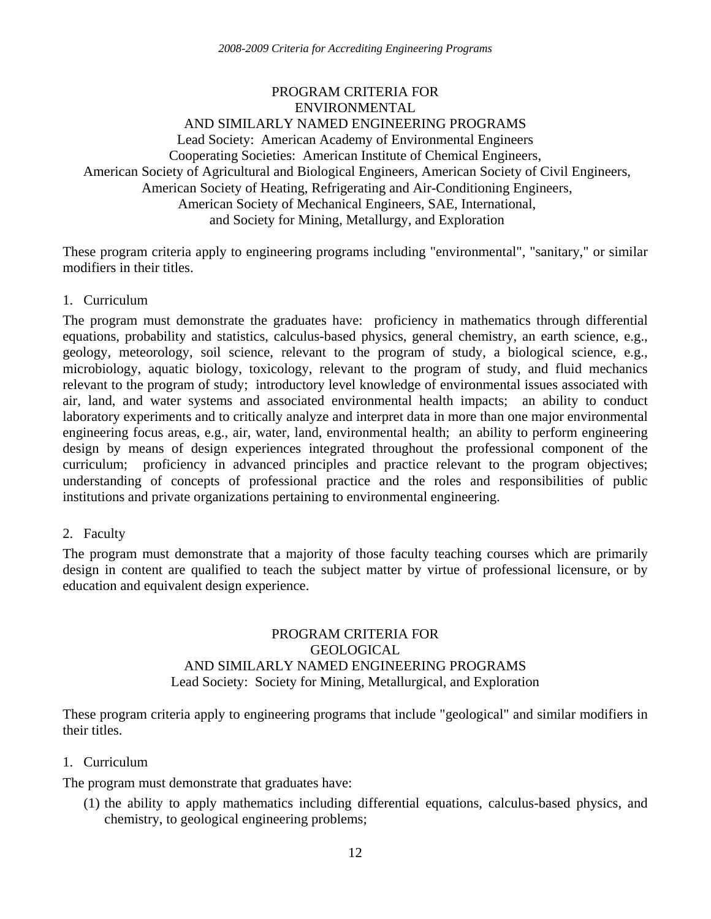## PROGRAM CRITERIA FOR ENVIRONMENTAL AND SIMILARLY NAMED ENGINEERING PROGRAMS

Lead Society: American Academy of Environmental Engineers
Cooperating Societies: American Institute of Chemical Engineers, American Society of Agricultural and Biological Engineers, American Society of Civil Engineers, American Society of Heating, Refrigerating and Air-Conditioning Engineers, American Society of Mechanical Engineers, SAE, International, and Society for Mining, Metallurgy, and Exploration

These program criteria apply to engineering programs including "environmental", "sanitary," or similar modifiers in their titles.

1. Curriculum

The program must demonstrate the graduates have: proficiency in mathematics through differential equations, probability and statistics, calculus-based physics, general chemistry, an earth science, e.g., geology, meteorology, soil science, relevant to the program of study, a biological science, e.g., microbiology, aquatic biology, toxicology, relevant to the program of study, and fluid mechanics relevant to the program of study; introductory level knowledge of environmental issues associated with air, land, and water systems and associated environmental health impacts; an ability to conduct laboratory experiments and to critically analyze and interpret data in more than one major environmental engineering focus areas, e.g., air, water, land, environmental health; an ability to perform engineering design by means of design experiences integrated throughout the professional component of the curriculum; proficiency in advanced principles and practice relevant to the program objectives; understanding of concepts of professional practice and the roles and responsibilities of public institutions and private organizations pertaining to environmental engineering.

2. Faculty

The program must demonstrate that a majority of those faculty teaching courses which are primarily design in content are qualified to teach the subject matter by virtue of professional licensure, or by education and equivalent design experience.

## PROGRAM CRITERIA FOR GEOLOGICAL AND SIMILARLY NAMED ENGINEERING PROGRAMS

Lead Society: Society for Mining, Metallurgical, and Exploration

These program criteria apply to engineering programs that include "geological" and similar modifiers in their titles.

1. Curriculum

The program must demonstrate that graduates have:

(1) the ability to apply mathematics including differential equations, calculus-based physics, and chemistry, to geological engineering problems;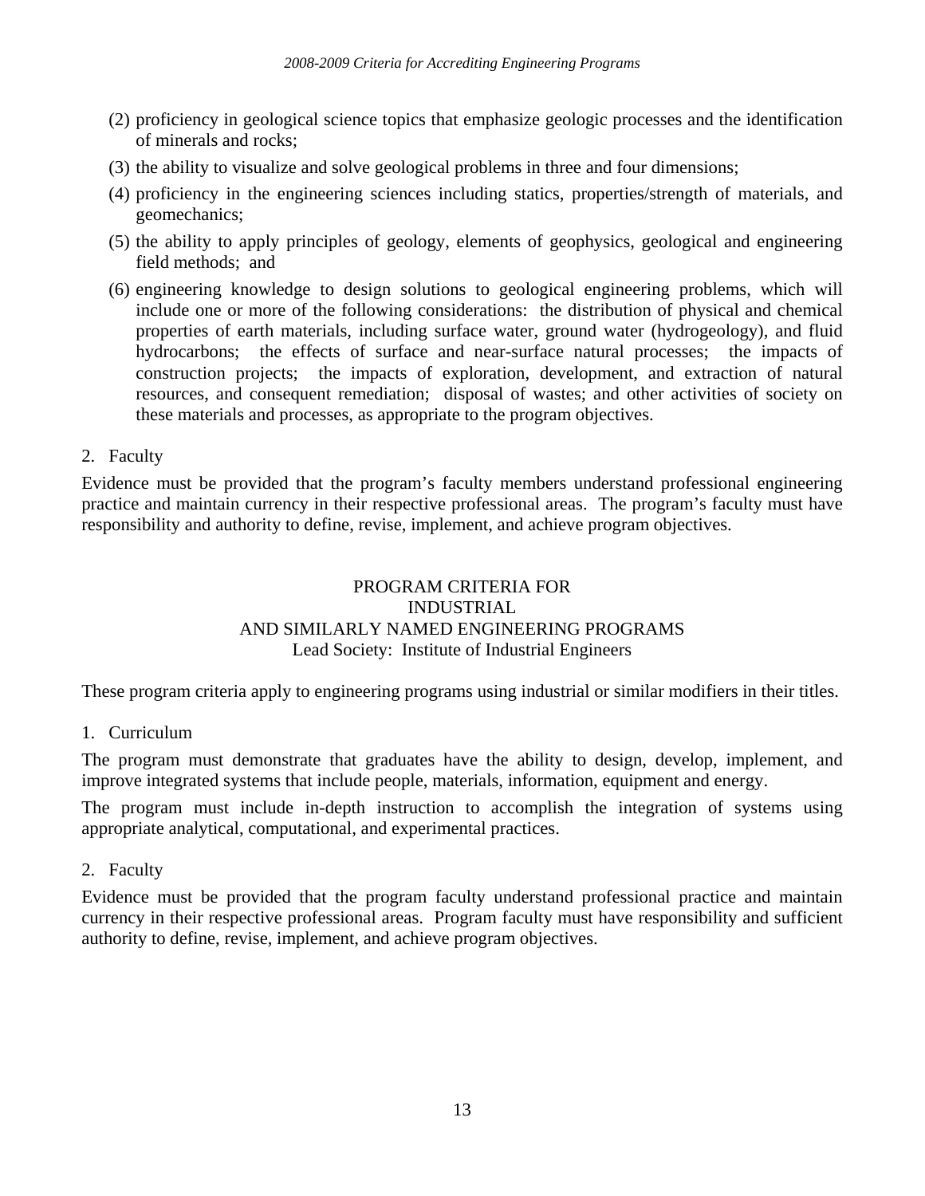(2) proficiency in geological science topics that emphasize geologic processes and the identification of minerals and rocks;

(3) the ability to visualize and solve geological problems in three and four dimensions;

(4) proficiency in the engineering sciences including statics, properties/strength of materials, and geomechanics;

(5) the ability to apply principles of geology, elements of geophysics, geological and engineering field methods; and

(6) engineering knowledge to design solutions to geological engineering problems, which will include one or more of the following considerations: the distribution of physical and chemical properties of earth materials, including surface water, ground water (hydrogeology), and fluid hydrocarbons; the effects of surface and near-surface natural processes; the impacts of construction projects; the impacts of exploration, development, and extraction of natural resources, and consequent remediation; disposal of wastes; and other activities of society on these materials and processes, as appropriate to the program objectives.

2. Faculty

Evidence must be provided that the program's faculty members understand professional engineering practice and maintain currency in their respective professional areas. The program's faculty must have responsibility and authority to define, revise, implement, and achieve program objectives.

## PROGRAM CRITERIA FOR INDUSTRIAL AND SIMILARLY NAMED ENGINEERING PROGRAMS

Lead Society: Institute of Industrial Engineers

These program criteria apply to engineering programs using industrial or similar modifiers in their titles.

1. Curriculum

The program must demonstrate that graduates have the ability to design, develop, implement, and improve integrated systems that include people, materials, information, equipment and energy.

The program must include in-depth instruction to accomplish the integration of systems using appropriate analytical, computational, and experimental practices.

2. Faculty

Evidence must be provided that the program faculty understand professional practice and maintain currency in their respective professional areas. Program faculty must have responsibility and sufficient authority to define, revise, implement, and achieve program objectives.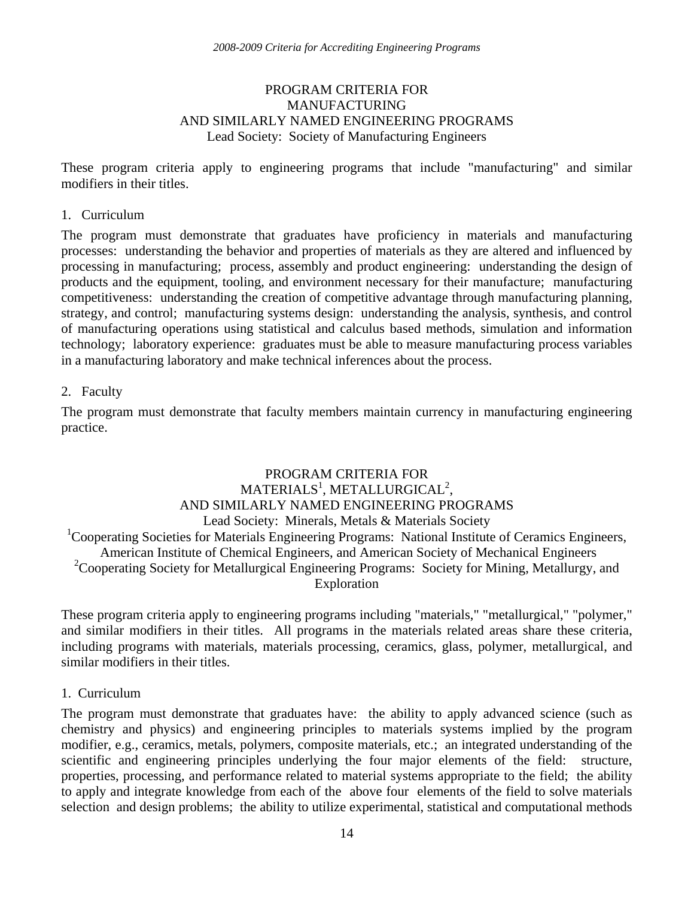## PROGRAM CRITERIA FOR MANUFACTURING AND SIMILARLY NAMED ENGINEERING PROGRAMS

Lead Society: Society of Manufacturing Engineers

These program criteria apply to engineering programs that include "manufacturing" and similar modifiers in their titles.

1. Curriculum

The program must demonstrate that graduates have proficiency in materials and manufacturing processes: understanding the behavior and properties of materials as they are altered and influenced by processing in manufacturing; process, assembly and product engineering: understanding the design of products and the equipment, tooling, and environment necessary for their manufacture; manufacturing competitiveness: understanding the creation of competitive advantage through manufacturing planning, strategy, and control; manufacturing systems design: understanding the analysis, synthesis, and control of manufacturing operations using statistical and calculus based methods, simulation and information technology; laboratory experience: graduates must be able to measure manufacturing process variables in a manufacturing laboratory and make technical inferences about the process.

2. Faculty

The program must demonstrate that faculty members maintain currency in manufacturing engineering practice.

## PROGRAM CRITERIA FOR MATERIALS[1], METALLURGICAL[2], AND SIMILARLY NAMED ENGINEERING PROGRAMS

Lead Society: Minerals, Metals & Materials Society

[1]Cooperating Societies for Materials Engineering Programs: National Institute of Ceramics Engineers, American Institute of Chemical Engineers, and American Society of Mechanical Engineers

[2]Cooperating Society for Metallurgical Engineering Programs: Society for Mining, Metallurgy, and Exploration

These program criteria apply to engineering programs including "materials," "metallurgical," "polymer," and similar modifiers in their titles. All programs in the materials related areas share these criteria, including programs with materials, materials processing, ceramics, glass, polymer, metallurgical, and similar modifiers in their titles.

1. Curriculum

The program must demonstrate that graduates have: the ability to apply advanced science (such as chemistry and physics) and engineering principles to materials systems implied by the program modifier, e.g., ceramics, metals, polymers, composite materials, etc.; an integrated understanding of the scientific and engineering principles underlying the four major elements of the field: structure, properties, processing, and performance related to material systems appropriate to the field; the ability to apply and integrate knowledge from each of the above four elements of the field to solve materials selection and design problems; the ability to utilize experimental, statistical and computational methods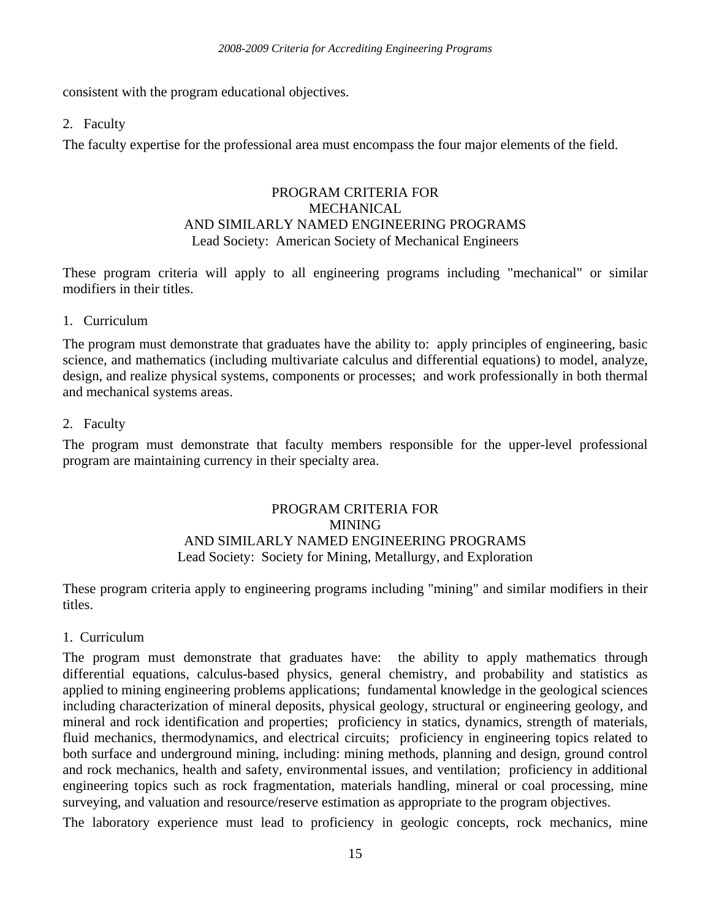consistent with the program educational objectives.

2. Faculty

The faculty expertise for the professional area must encompass the four major elements of the field.

## PROGRAM CRITERIA FOR MECHANICAL AND SIMILARLY NAMED ENGINEERING PROGRAMS

Lead Society: American Society of Mechanical Engineers

These program criteria will apply to all engineering programs including "mechanical" or similar modifiers in their titles.

1. Curriculum

The program must demonstrate that graduates have the ability to: apply principles of engineering, basic science, and mathematics (including multivariate calculus and differential equations) to model, analyze, design, and realize physical systems, components or processes; and work professionally in both thermal and mechanical systems areas.

2. Faculty

The program must demonstrate that faculty members responsible for the upper-level professional program are maintaining currency in their specialty area.

## PROGRAM CRITERIA FOR MINING AND SIMILARLY NAMED ENGINEERING PROGRAMS

Lead Society: Society for Mining, Metallurgy, and Exploration

These program criteria apply to engineering programs including "mining" and similar modifiers in their titles.

1. Curriculum

The program must demonstrate that graduates have: the ability to apply mathematics through differential equations, calculus-based physics, general chemistry, and probability and statistics as applied to mining engineering problems applications; fundamental knowledge in the geological sciences including characterization of mineral deposits, physical geology, structural or engineering geology, and mineral and rock identification and properties; proficiency in statics, dynamics, strength of materials, fluid mechanics, thermodynamics, and electrical circuits; proficiency in engineering topics related to both surface and underground mining, including: mining methods, planning and design, ground control and rock mechanics, health and safety, environmental issues, and ventilation; proficiency in additional engineering topics such as rock fragmentation, materials handling, mineral or coal processing, mine surveying, and valuation and resource/reserve estimation as appropriate to the program objectives.

The laboratory experience must lead to proficiency in geologic concepts, rock mechanics, mine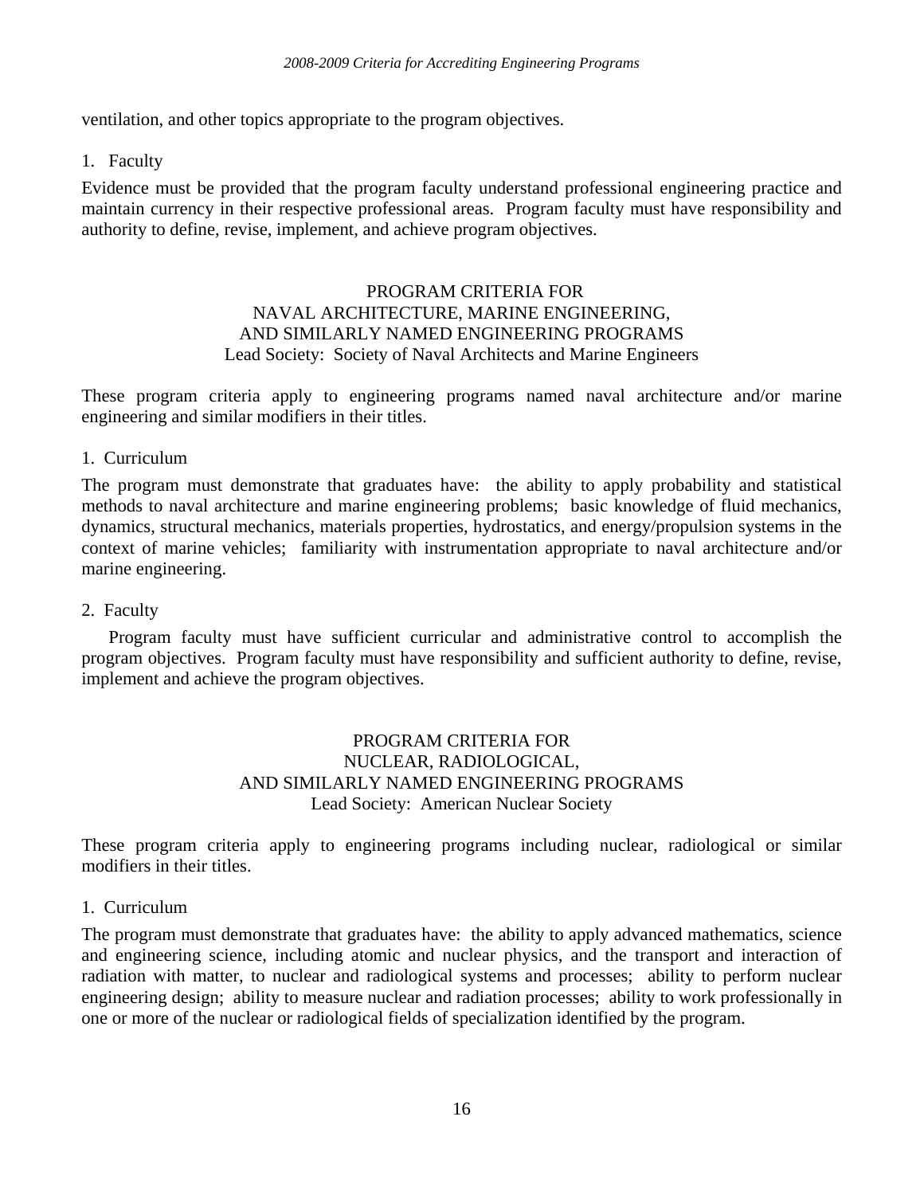ventilation, and other topics appropriate to the program objectives.

1. Faculty

Evidence must be provided that the program faculty understand professional engineering practice and maintain currency in their respective professional areas. Program faculty must have responsibility and authority to define, revise, implement, and achieve program objectives.

## PROGRAM CRITERIA FOR NAVAL ARCHITECTURE, MARINE ENGINEERING, AND SIMILARLY NAMED ENGINEERING PROGRAMS

Lead Society: Society of Naval Architects and Marine Engineers

These program criteria apply to engineering programs named naval architecture and/or marine engineering and similar modifiers in their titles.

1. Curriculum

The program must demonstrate that graduates have: the ability to apply probability and statistical methods to naval architecture and marine engineering problems; basic knowledge of fluid mechanics, dynamics, structural mechanics, materials properties, hydrostatics, and energy/propulsion systems in the context of marine vehicles; familiarity with instrumentation appropriate to naval architecture and/or marine engineering.

2. Faculty

Program faculty must have sufficient curricular and administrative control to accomplish the program objectives. Program faculty must have responsibility and sufficient authority to define, revise, implement and achieve the program objectives.

## PROGRAM CRITERIA FOR NUCLEAR, RADIOLOGICAL, AND SIMILARLY NAMED ENGINEERING PROGRAMS

Lead Society: American Nuclear Society

These program criteria apply to engineering programs including nuclear, radiological or similar modifiers in their titles.

1. Curriculum

The program must demonstrate that graduates have: the ability to apply advanced mathematics, science and engineering science, including atomic and nuclear physics, and the transport and interaction of radiation with matter, to nuclear and radiological systems and processes; ability to perform nuclear engineering design; ability to measure nuclear and radiation processes; ability to work professionally in one or more of the nuclear or radiological fields of specialization identified by the program.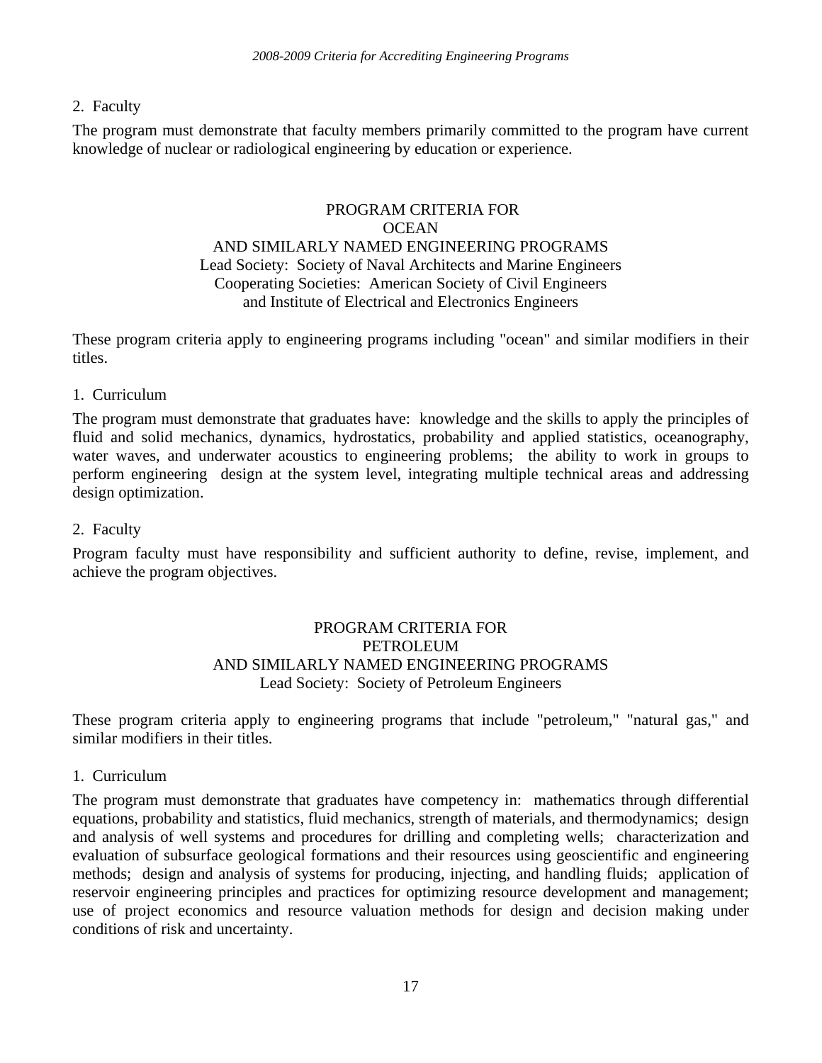2. Faculty

The program must demonstrate that faculty members primarily committed to the program have current knowledge of nuclear or radiological engineering by education or experience.

## PROGRAM CRITERIA FOR OCEAN AND SIMILARLY NAMED ENGINEERING PROGRAMS

Lead Society: Society of Naval Architects and Marine Engineers
Cooperating Societies: American Society of Civil Engineers and Institute of Electrical and Electronics Engineers

These program criteria apply to engineering programs including "ocean" and similar modifiers in their titles.

1. Curriculum

The program must demonstrate that graduates have: knowledge and the skills to apply the principles of fluid and solid mechanics, dynamics, hydrostatics, probability and applied statistics, oceanography, water waves, and underwater acoustics to engineering problems; the ability to work in groups to perform engineering design at the system level, integrating multiple technical areas and addressing design optimization.

2. Faculty

Program faculty must have responsibility and sufficient authority to define, revise, implement, and achieve the program objectives.

## PROGRAM CRITERIA FOR PETROLEUM AND SIMILARLY NAMED ENGINEERING PROGRAMS

Lead Society: Society of Petroleum Engineers

These program criteria apply to engineering programs that include "petroleum," "natural gas," and similar modifiers in their titles.

1. Curriculum

The program must demonstrate that graduates have competency in: mathematics through differential equations, probability and statistics, fluid mechanics, strength of materials, and thermodynamics; design and analysis of well systems and procedures for drilling and completing wells; characterization and evaluation of subsurface geological formations and their resources using geoscientific and engineering methods; design and analysis of systems for producing, injecting, and handling fluids; application of reservoir engineering principles and practices for optimizing resource development and management; use of project economics and resource valuation methods for design and decision making under conditions of risk and uncertainty.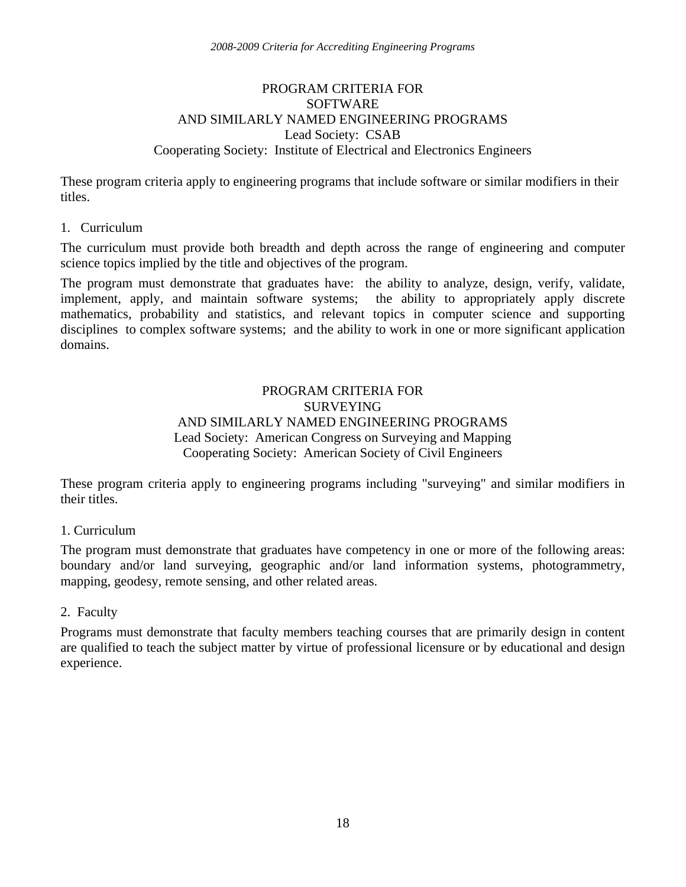## PROGRAM CRITERIA FOR SOFTWARE AND SIMILARLY NAMED ENGINEERING PROGRAMS

Lead Society: CSAB

Cooperating Society: Institute of Electrical and Electronics Engineers

These program criteria apply to engineering programs that include software or similar modifiers in their titles.

### 1. Curriculum

The curriculum must provide both breadth and depth across the range of engineering and computer science topics implied by the title and objectives of the program.

The program must demonstrate that graduates have: the ability to analyze, design, verify, validate, implement, apply, and maintain software systems; the ability to appropriately apply discrete mathematics, probability and statistics, and relevant topics in computer science and supporting disciplines to complex software systems; and the ability to work in one or more significant application domains.

## PROGRAM CRITERIA FOR SURVEYING AND SIMILARLY NAMED ENGINEERING PROGRAMS

Lead Society: American Congress on Surveying and Mapping

Cooperating Society: American Society of Civil Engineers

These program criteria apply to engineering programs including "surveying" and similar modifiers in their titles.

### 1. Curriculum

The program must demonstrate that graduates have competency in one or more of the following areas: boundary and/or land surveying, geographic and/or land information systems, photogrammetry, mapping, geodesy, remote sensing, and other related areas.

### 2. Faculty

Programs must demonstrate that faculty members teaching courses that are primarily design in content are qualified to teach the subject matter by virtue of professional licensure or by educational and design experience.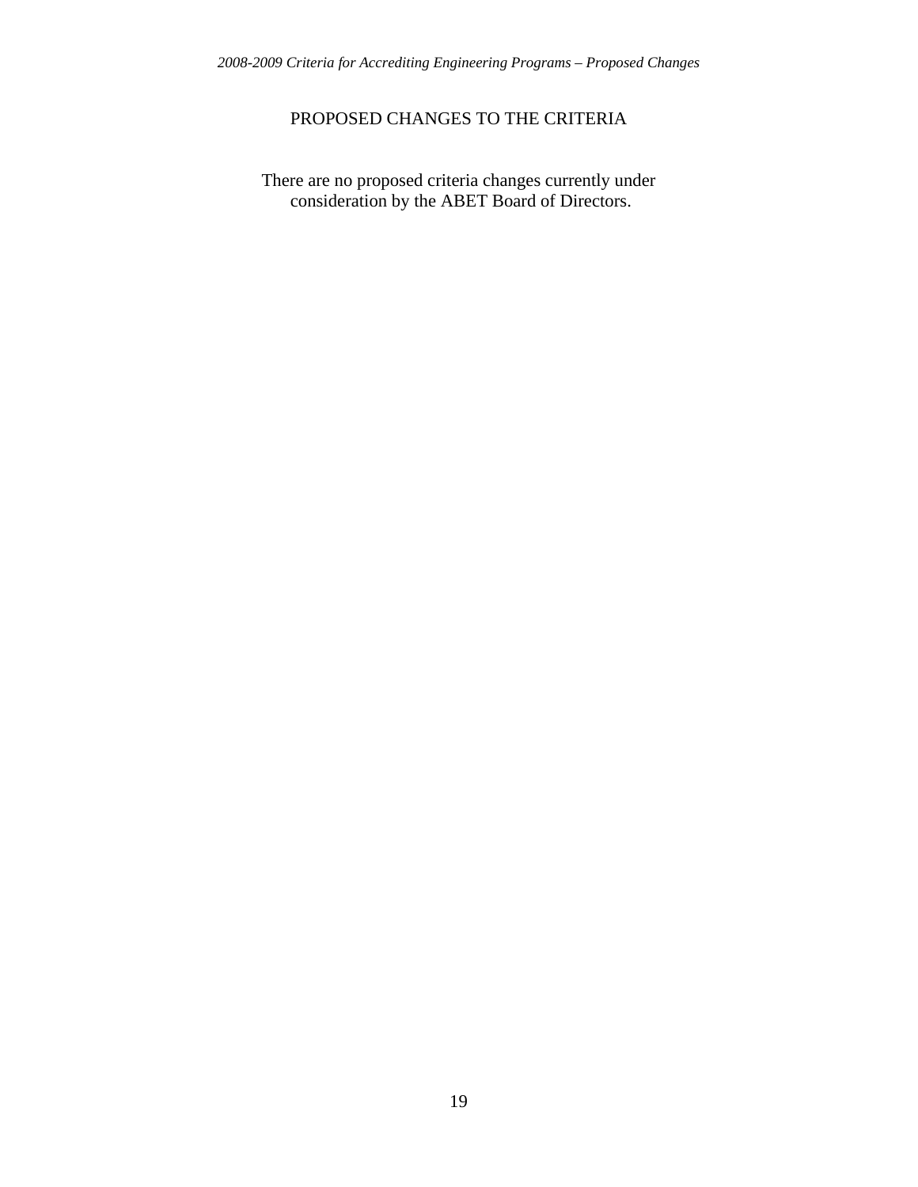# PROPOSED CHANGES TO THE CRITERIA

There are no proposed criteria changes currently under consideration by the ABET Board of Directors.